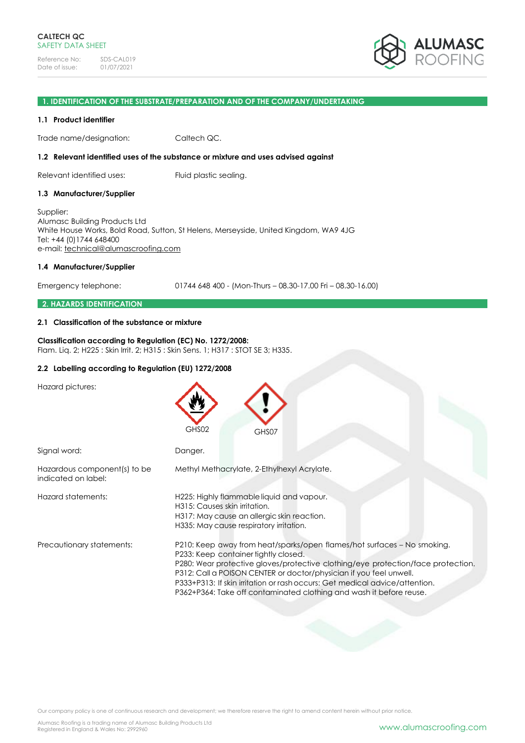**CALTECH QC**
SAFETY DATA SHEET

Reference No: SDS-CAL019
Date of issue: 01/07/2021

ALUMASC ROOFING

## 1. IDENTIFICATION OF THE SUBSTRATE/PREPARATION AND OF THE COMPANY/UNDERTAKING

### 1.1 Product identifier

Trade name/designation: Caltech QC.

### 1.2 Relevant identified uses of the substance or mixture and uses advised against

Relevant identified uses: Fluid plastic sealing.

### 1.3 Manufacturer/Supplier

Supplier:
Alumasc Building Products Ltd
White House Works, Bold Road, Sutton, St Helens, Merseyside, United Kingdom, WA9 4JG
Tel: +44 (0)1744 648400
e-mail: technical@alumascroofing.com

### 1.4 Manufacturer/Supplier

Emergency telephone: 01744 648 400 - (Mon-Thurs – 08.30-17.00 Fri – 08.30-16.00)

## 2. HAZARDS IDENTIFICATION

### 2.1 Classification of the substance or mixture

**Classification according to Regulation (EC) No. 1272/2008:**
Flam. Liq. 2; H225 : Skin Irrit. 2; H315 : Skin Sens. 1; H317 : STOT SE 3; H335.

### 2.2 Labelling according to Regulation (EU) 1272/2008

Hazard pictures: GHS02 GHS07

Signal word: Danger.

Hazardous component(s) to be indicated on label: Methyl Methacrylate, 2-Ethylhexyl Acrylate.

Hazard statements:
H225: Highly flammable liquid and vapour.
H315: Causes skin irritation.
H317: May cause an allergic skin reaction.
H335: May cause respiratory irritation.

Precautionary statements:
P210: Keep away from heat/sparks/open flames/hot surfaces – No smoking.
P233: Keep container tightly closed.
P280: Wear protective gloves/protective clothing/eye protection/face protection.
P312: Call a POISON CENTER or doctor/physician if you feel unwell.
P333+P313: If skin irritation or rash occurs: Get medical advice/attention.
P362+P364: Take off contaminated clothing and wash it before reuse.

Our company policy is one of continuous research and development; we therefore reserve the right to amend content herein without prior notice.

Alumasc Roofing is a trading name of Alumasc Building Products Ltd
Registered in England & Wales No: 2992960

www.alumascroofing.com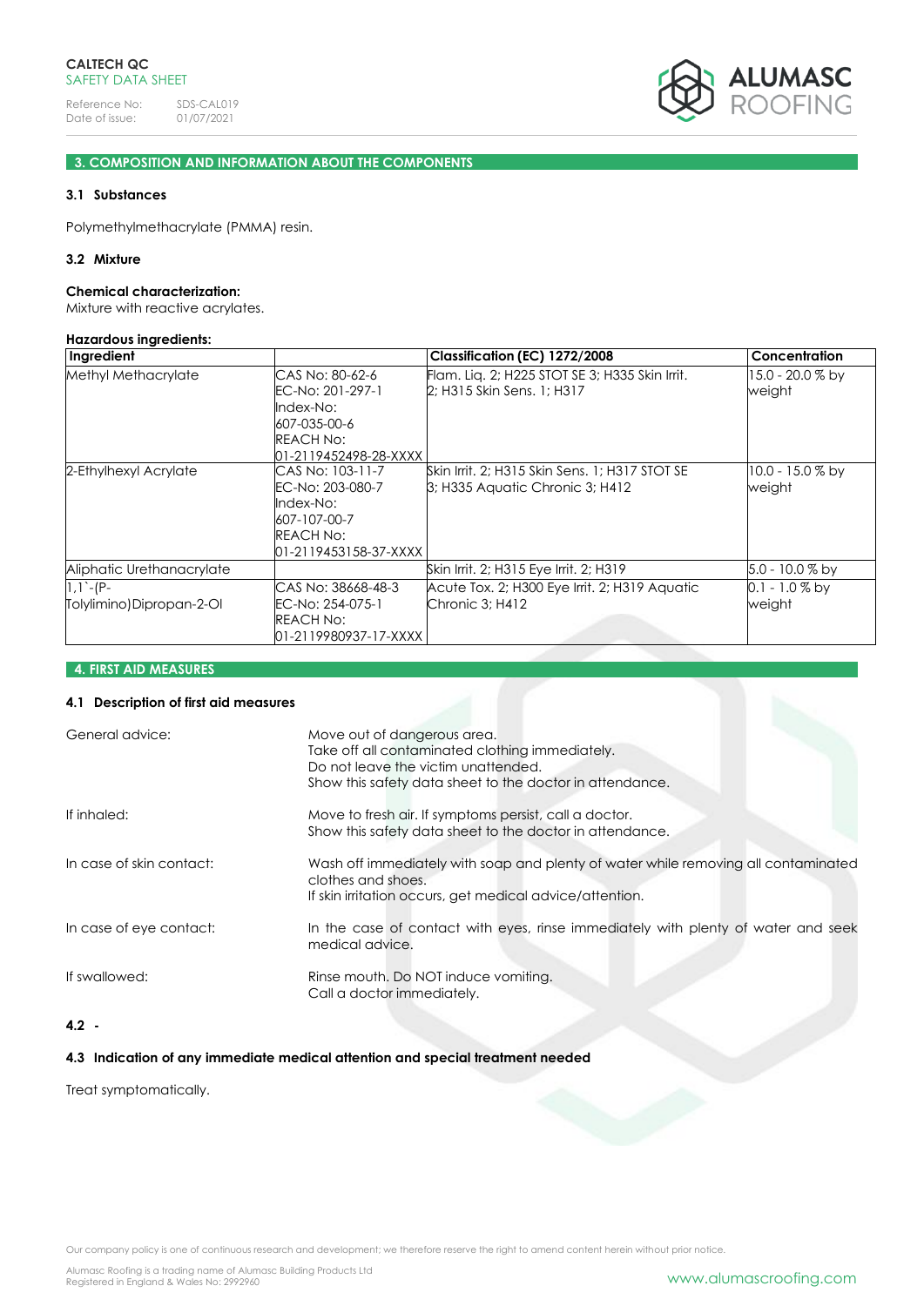## 3. COMPOSITION AND INFORMATION ABOUT THE COMPONENTS

### 3.1 Substances

Polymethylmethacrylate (PMMA) resin.

### 3.2 Mixture

**Chemical characterization:**
Mixture with reactive acrylates.

**Hazardous ingredients:**

| Ingredient | | Classification (EC) 1272/2008 | Concentration |
|---|---|---|---|
| Methyl Methacrylate | CAS No: 80-62-6 EC-No: 201-297-1 Index-No: 607-035-00-6 REACH No: 01-2119452498-28-XXXX | Flam. Liq. 2; H225 STOT SE 3; H335 Skin Irrit. 2; H315 Skin Sens. 1; H317 | 15.0 - 20.0 % by weight |
| 2-Ethylhexyl Acrylate | CAS No: 103-11-7 EC-No: 203-080-7 Index-No: 607-107-00-7 REACH No: 01-2119453158-37-XXXX | Skin Irrit. 2; H315 Skin Sens. 1; H317 STOT SE 3; H335 Aquatic Chronic 3; H412 | 10.0 - 15.0 % by weight |
| Aliphatic Urethanacrylate | | Skin Irrit. 2; H315 Eye Irrit. 2; H319 | 5.0 - 10.0 % by |
| 1,1`-(P-Tolylimino)Dipropan-2-Ol | CAS No: 38668-48-3 EC-No: 254-075-1 REACH No: 01-2119980937-17-XXXX | Acute Tox. 2; H300 Eye Irrit. 2; H319 Aquatic Chronic 3; H412 | 0.1 - 1.0 % by weight |

## 4. FIRST AID MEASURES

### 4.1 Description of first aid measures

General advice: Move out of dangerous area.
Take off all contaminated clothing immediately.
Do not leave the victim unattended.
Show this safety data sheet to the doctor in attendance.

If inhaled: Move to fresh air. If symptoms persist, call a doctor.
Show this safety data sheet to the doctor in attendance.

In case of skin contact: Wash off immediately with soap and plenty of water while removing all contaminated clothes and shoes.
If skin irritation occurs, get medical advice/attention.

In case of eye contact: In the case of contact with eyes, rinse immediately with plenty of water and seek medical advice.

If swallowed: Rinse mouth. Do NOT induce vomiting.
Call a doctor immediately.

### 4.2 -

### 4.3 Indication of any immediate medical attention and special treatment needed

Treat symptomatically.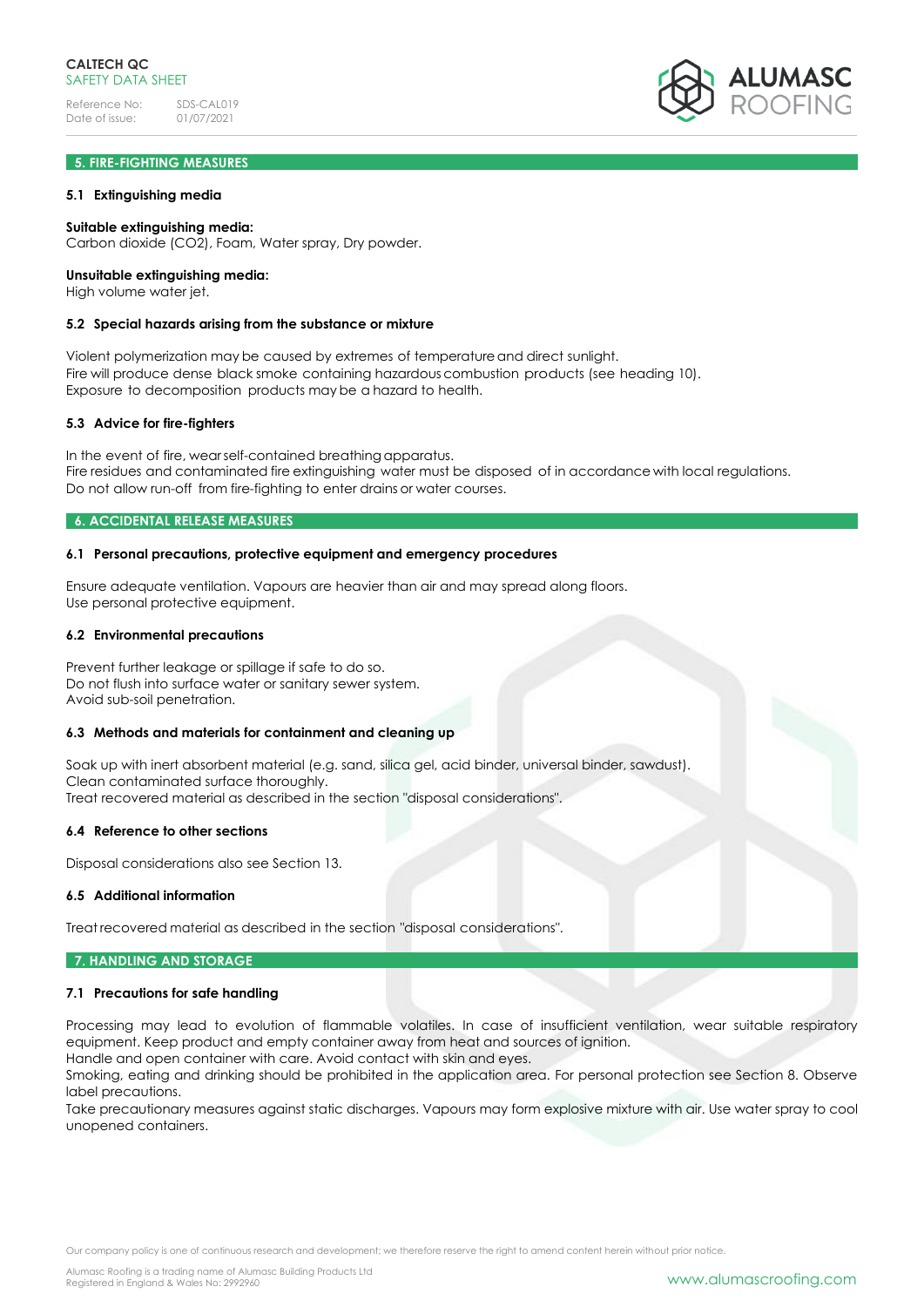## 5. FIRE-FIGHTING MEASURES

### 5.1 Extinguishing media

**Suitable extinguishing media:**
Carbon dioxide (CO2), Foam, Water spray, Dry powder.

**Unsuitable extinguishing media:**
High volume water jet.

### 5.2 Special hazards arising from the substance or mixture

Violent polymerization may be caused by extremes of temperature and direct sunlight.
Fire will produce dense black smoke containing hazardous combustion products (see heading 10).
Exposure to decomposition products may be a hazard to health.

### 5.3 Advice for fire-fighters

In the event of fire, wear self-contained breathing apparatus.
Fire residues and contaminated fire extinguishing water must be disposed of in accordance with local regulations.
Do not allow run-off from fire-fighting to enter drains or water courses.

## 6. ACCIDENTAL RELEASE MEASURES

### 6.1 Personal precautions, protective equipment and emergency procedures

Ensure adequate ventilation. Vapours are heavier than air and may spread along floors.
Use personal protective equipment.

### 6.2 Environmental precautions

Prevent further leakage or spillage if safe to do so.
Do not flush into surface water or sanitary sewer system.
Avoid sub-soil penetration.

### 6.3 Methods and materials for containment and cleaning up

Soak up with inert absorbent material (e.g. sand, silica gel, acid binder, universal binder, sawdust).
Clean contaminated surface thoroughly.
Treat recovered material as described in the section "disposal considerations".

### 6.4 Reference to other sections

Disposal considerations also see Section 13.

### 6.5 Additional information

Treat recovered material as described in the section "disposal considerations".

## 7. HANDLING AND STORAGE

### 7.1 Precautions for safe handling

Processing may lead to evolution of flammable volatiles. In case of insufficient ventilation, wear suitable respiratory equipment. Keep product and empty container away from heat and sources of ignition.
Handle and open container with care. Avoid contact with skin and eyes.
Smoking, eating and drinking should be prohibited in the application area. For personal protection see Section 8. Observe label precautions.
Take precautionary measures against static discharges. Vapours may form explosive mixture with air. Use water spray to cool unopened containers.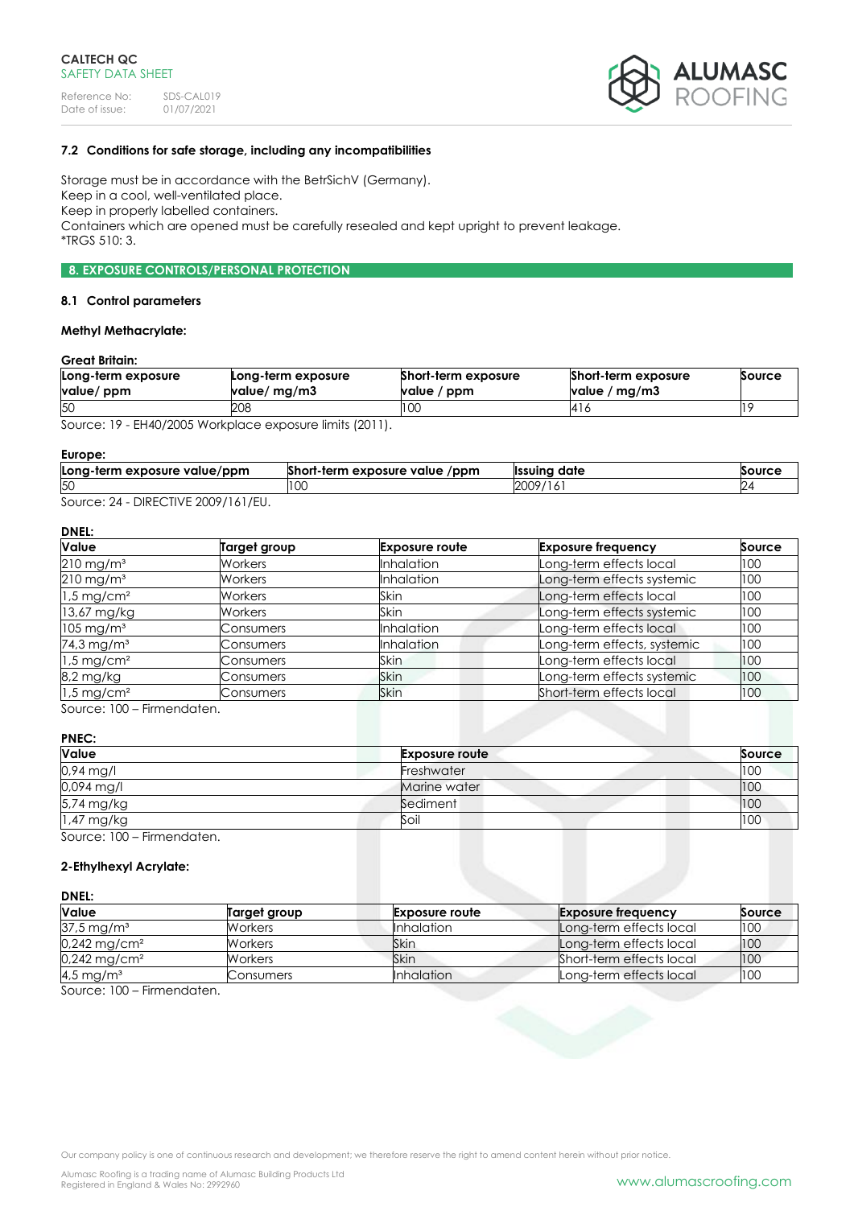### 7.2 Conditions for safe storage, including any incompatibilities

Storage must be in accordance with the BetrSichV (Germany).
Keep in a cool, well-ventilated place.
Keep in properly labelled containers.
Containers which are opened must be carefully resealed and kept upright to prevent leakage.
*TRGS 510: 3.

## 8. EXPOSURE CONTROLS/PERSONAL PROTECTION

### 8.1 Control parameters

**Methyl Methacrylate:**

**Great Britain:**

| Long-term exposure value/ ppm | Long-term exposure value/ mg/m3 | Short-term exposure value / ppm | Short-term exposure value / mg/m3 | Source |
|---|---|---|---|---|
| 50 | 208 | 100 | 416 | 19 |

Source: 19 - EH40/2005 Workplace exposure limits (2011).

**Europe:**

| Long-term exposure value/ppm | Short-term exposure value /ppm | Issuing date | Source |
|---|---|---|---|
| 50 | 100 | 2009/161 | 24 |

Source: 24 - DIRECTIVE 2009/161/EU.

**DNEL:**

| Value | Target group | Exposure route | Exposure frequency | Source |
|---|---|---|---|---|
| 210 mg/m³ | Workers | Inhalation | Long-term effects local | 100 |
| 210 mg/m³ | Workers | Inhalation | Long-term effects systemic | 100 |
| 1,5 mg/cm² | Workers | Skin | Long-term effects local | 100 |
| 13,67 mg/kg | Workers | Skin | Long-term effects systemic | 100 |
| 105 mg/m³ | Consumers | Inhalation | Long-term effects local | 100 |
| 74,3 mg/m³ | Consumers | Inhalation | Long-term effects, systemic | 100 |
| 1,5 mg/cm² | Consumers | Skin | Long-term effects local | 100 |
| 8,2 mg/kg | Consumers | Skin | Long-term effects systemic | 100 |
| 1,5 mg/cm² | Consumers | Skin | Short-term effects local | 100 |

Source: 100 – Firmendaten.

**PNEC:**

| Value | Exposure route | Source |
|---|---|---|
| 0,94 mg/l | Freshwater | 100 |
| 0,094 mg/l | Marine water | 100 |
| 5,74 mg/kg | Sediment | 100 |
| 1,47 mg/kg | Soil | 100 |

Source: 100 – Firmendaten.

**2-Ethylhexyl Acrylate:**

**DNEL:**

| Value | Target group | Exposure route | Exposure frequency | Source |
|---|---|---|---|---|
| 37,5 mg/m³ | Workers | Inhalation | Long-term effects local | 100 |
| 0,242 mg/cm² | Workers | Skin | Long-term effects local | 100 |
| 0,242 mg/cm² | Workers | Skin | Short-term effects local | 100 |
| 4,5 mg/m³ | Consumers | Inhalation | Long-term effects local | 100 |

Source: 100 – Firmendaten.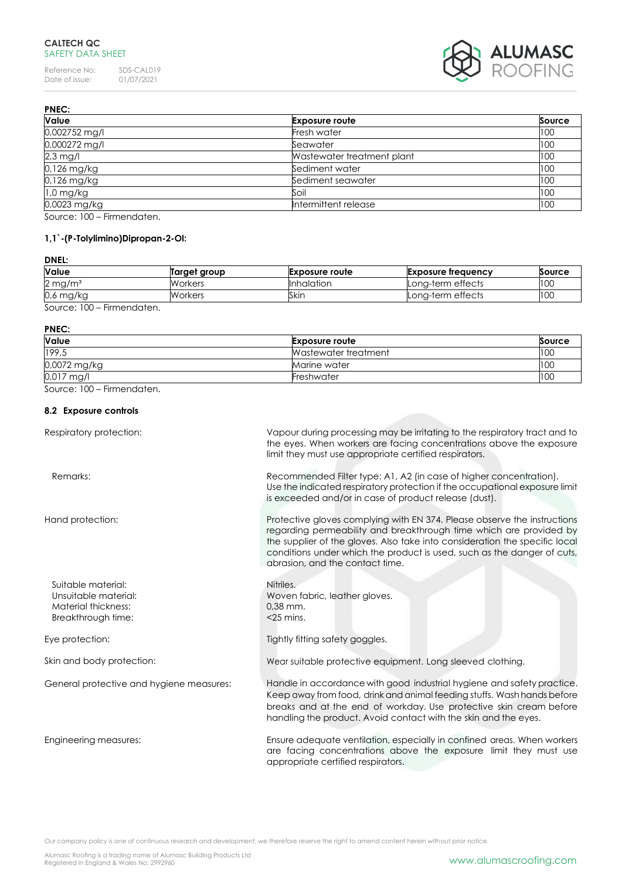**PNEC:**

| Value | Exposure route | Source |
| --- | --- | --- |
| 0,002752 mg/l | Fresh water | 100 |
| 0,000272 mg/l | Seawater | 100 |
| 2,3 mg/l | Wastewater treatment plant | 100 |
| 0,126 mg/kg | Sediment water | 100 |
| 0,126 mg/kg | Sediment seawater | 100 |
| 1,0 mg/kg | Soil | 100 |
| 0,0023 mg/kg | Intermittent release | 100 |

Source: 100 – Firmendaten.

**1,1`-(P-Tolylimino)Dipropan-2-Ol:**

**DNEL:**

| Value | Target group | Exposure route | Exposure frequency | Source |
| --- | --- | --- | --- | --- |
| 2 mg/m³ | Workers | Inhalation | Long-term effects | 100 |
| 0,6 mg/kg | Workers | Skin | Long-term effects | 100 |

Source: 100 – Firmendaten.

**PNEC:**

| Value | Exposure route | Source |
| --- | --- | --- |
| 199,5 | Wastewater treatment | 100 |
| 0,0072 mg/kg | Marine water | 100 |
| 0,017 mg/l | Freshwater | 100 |

Source: 100 – Firmendaten.

### 8.2 Exposure controls

Respiratory protection: Vapour during processing may be irritating to the respiratory tract and to the eyes. When workers are facing concentrations above the exposure limit they must use appropriate certified respirators.

Remarks: Recommended Filter type: A1, A2 (in case of higher concentration). Use the indicated respiratory protection if the occupational exposure limit is exceeded and/or in case of product release (dust).

Hand protection: Protective gloves complying with EN 374. Please observe the instructions regarding permeability and breakthrough time which are provided by the supplier of the gloves. Also take into consideration the specific local conditions under which the product is used, such as the danger of cuts, abrasion, and the contact time.

Suitable material: Nitriles.
Unsuitable material: Woven fabric, leather gloves.
Material thickness: 0,38 mm.
Breakthrough time: <25 mins.

Eye protection: Tightly fitting safety goggles.

Skin and body protection: Wear suitable protective equipment. Long sleeved clothing.

General protective and hygiene measures: Handle in accordance with good industrial hygiene and safety practice. Keep away from food, drink and animal feeding stuffs. Wash hands before breaks and at the end of workday. Use protective skin cream before handling the product. Avoid contact with the skin and the eyes.

Engineering measures: Ensure adequate ventilation, especially in confined areas. When workers are facing concentrations above the exposure limit they must use appropriate certified respirators.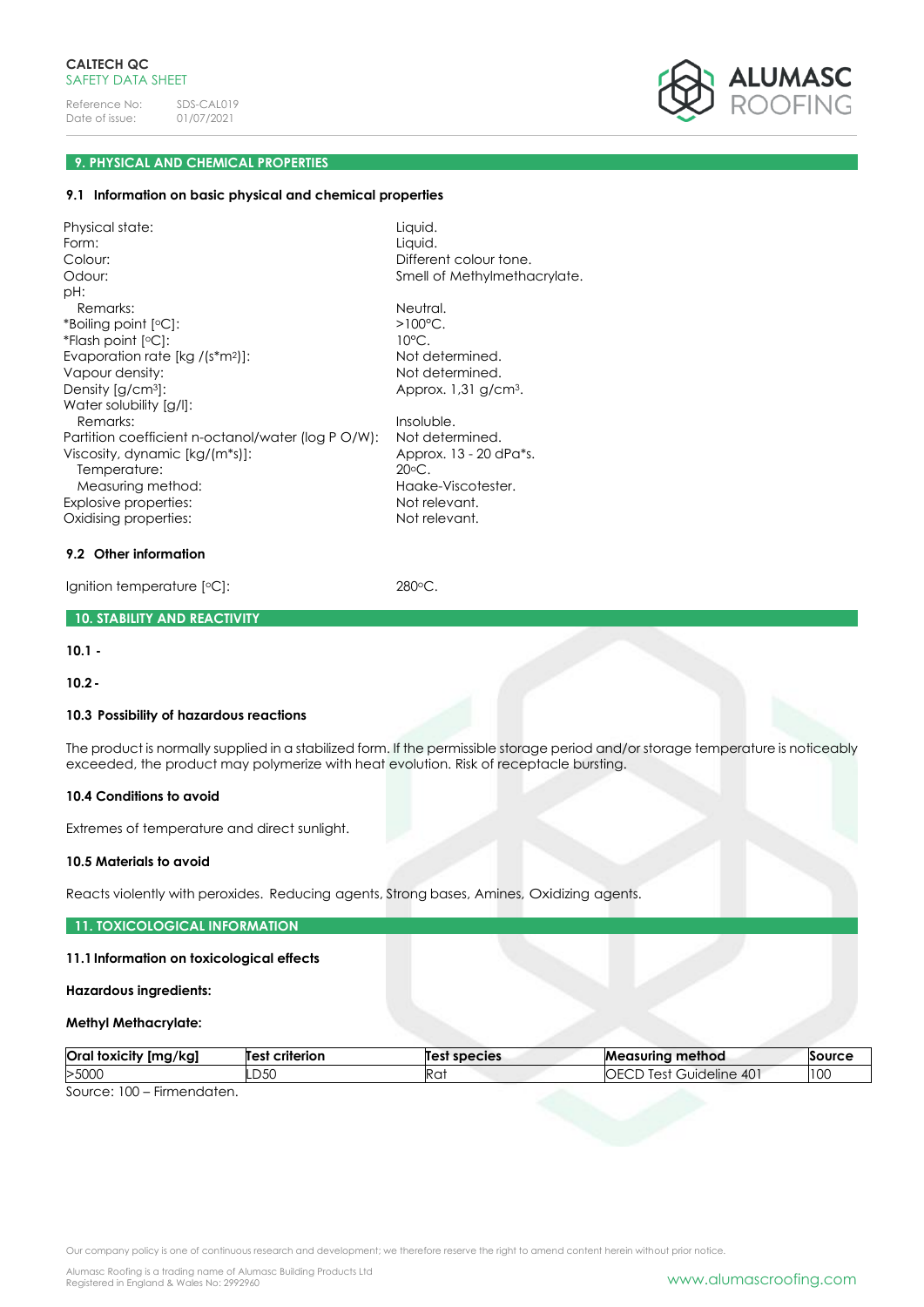## 9. PHYSICAL AND CHEMICAL PROPERTIES

### 9.1 Information on basic physical and chemical properties

| | |
|---|---|
| Physical state: | Liquid. |
| Form: | Liquid. |
| Colour: | Different colour tone. |
| Odour: | Smell of Methylmethacrylate. |
| pH: | |
| Remarks: | Neutral. |
| *Boiling point [°C]: | >100°C. |
| *Flash point [°C]: | 10°C. |
| Evaporation rate [kg /(s*m²)]: | Not determined. |
| Vapour density: | Not determined. |
| Density [g/cm³]: | Approx. 1,31 g/cm³. |
| Water solubility [g/l]: | |
| Remarks: | Insoluble. |
| Partition coefficient n-octanol/water (log P O/W): | Not determined. |
| Viscosity, dynamic [kg/(m*s)]: | Approx. 13 - 20 dPa*s. |
| Temperature: | 20°C. |
| Measuring method: | Haake-Viscotester. |
| Explosive properties: | Not relevant. |
| Oxidising properties: | Not relevant. |

### 9.2 Other information

Ignition temperature [°C]: 280°C.

## 10. STABILITY AND REACTIVITY

**10.1 -**

**10.2 -**

### 10.3 Possibility of hazardous reactions

The product is normally supplied in a stabilized form. If the permissible storage period and/or storage temperature is noticeably exceeded, the product may polymerize with heat evolution. Risk of receptacle bursting.

### 10.4 Conditions to avoid

Extremes of temperature and direct sunlight.

### 10.5 Materials to avoid

Reacts violently with peroxides. Reducing agents, Strong bases, Amines, Oxidizing agents.

## 11. TOXICOLOGICAL INFORMATION

### 11.1 Information on toxicological effects

**Hazardous ingredients:**

**Methyl Methacrylate:**

| Oral toxicity [mg/kg] | Test criterion | Test species | Measuring method | Source |
|---|---|---|---|---|
| >5000 | LD50 | Rat | OECD Test Guideline 401 | 100 |

Source: 100 – Firmendaten.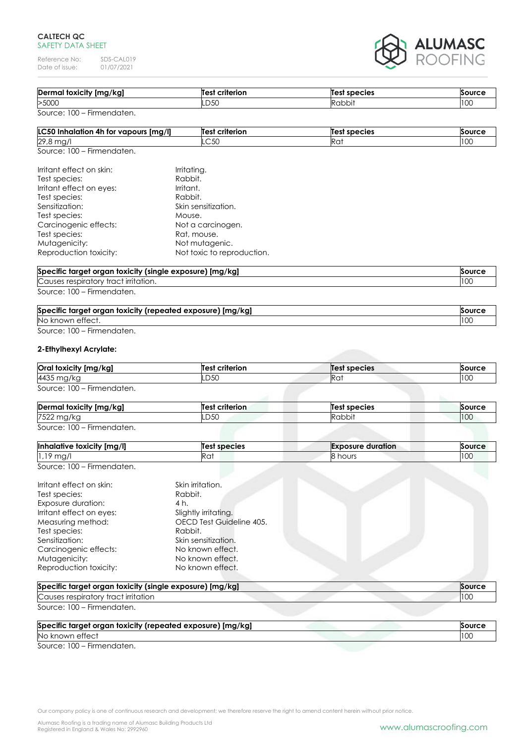| Dermal toxicity [mg/kg] | Test criterion | Test species | Source |
|---|---|---|---|
| >5000 | LD50 | Rabbit | 100 |

Source: 100 – Firmendaten.

| LC50 Inhalation 4h for vapours [mg/l] | Test criterion | Test species | Source |
|---|---|---|---|
| 29,8 mg/l | LC50 | Rat | 100 |

Source: 100 – Firmendaten.

Irritant effect on skin: Irritating.
Test species: Rabbit.
Irritant effect on eyes: Irritant.
Test species: Rabbit.
Sensitization: Skin sensitization.
Test species: Mouse.
Carcinogenic effects: Not a carcinogen.
Test species: Rat, mouse.
Mutagenicity: Not mutagenic.
Reproduction toxicity: Not toxic to reproduction.

| Specific target organ toxicity (single exposure) [mg/kg] | Source |
|---|---|
| Causes respiratory tract irritation. | 100 |

Source: 100 – Firmendaten.

| Specific target organ toxicity (repeated exposure) [mg/kg] | Source |
|---|---|
| No known effect. | 100 |

Source: 100 – Firmendaten.

**2-Ethylhexyl Acrylate:**

| Oral toxicity [mg/kg] | Test criterion | Test species | Source |
|---|---|---|---|
| 4435 mg/kg | LD50 | Rat | 100 |

Source: 100 – Firmendaten.

| Dermal toxicity [mg/kg] | Test criterion | Test species | Source |
|---|---|---|---|
| 7522 mg/kg | LD50 | Rabbit | 100 |

Source: 100 – Firmendaten.

| Inhalative toxicity [mg/l] | Test species | Exposure duration | Source |
|---|---|---|---|
| 1,19 mg/l | Rat | 8 hours | 100 |

Source: 100 – Firmendaten.

Irritant effect on skin: Skin irritation.
Test species: Rabbit.
Exposure duration: 4 h.
Irritant effect on eyes: Slightly irritating.
Measuring method: OECD Test Guideline 405.
Test species: Rabbit.
Sensitization: Skin sensitization.
Carcinogenic effects: No known effect.
Mutagenicity: No known effect.
Reproduction toxicity: No known effect.

| Specific target organ toxicity (single exposure) [mg/kg] | Source |
|---|---|
| Causes respiratory tract irritation | 100 |

Source: 100 – Firmendaten.

| Specific target organ toxicity (repeated exposure) [mg/kg] | Source |
|---|---|
| No known effect | 100 |

Source: 100 – Firmendaten.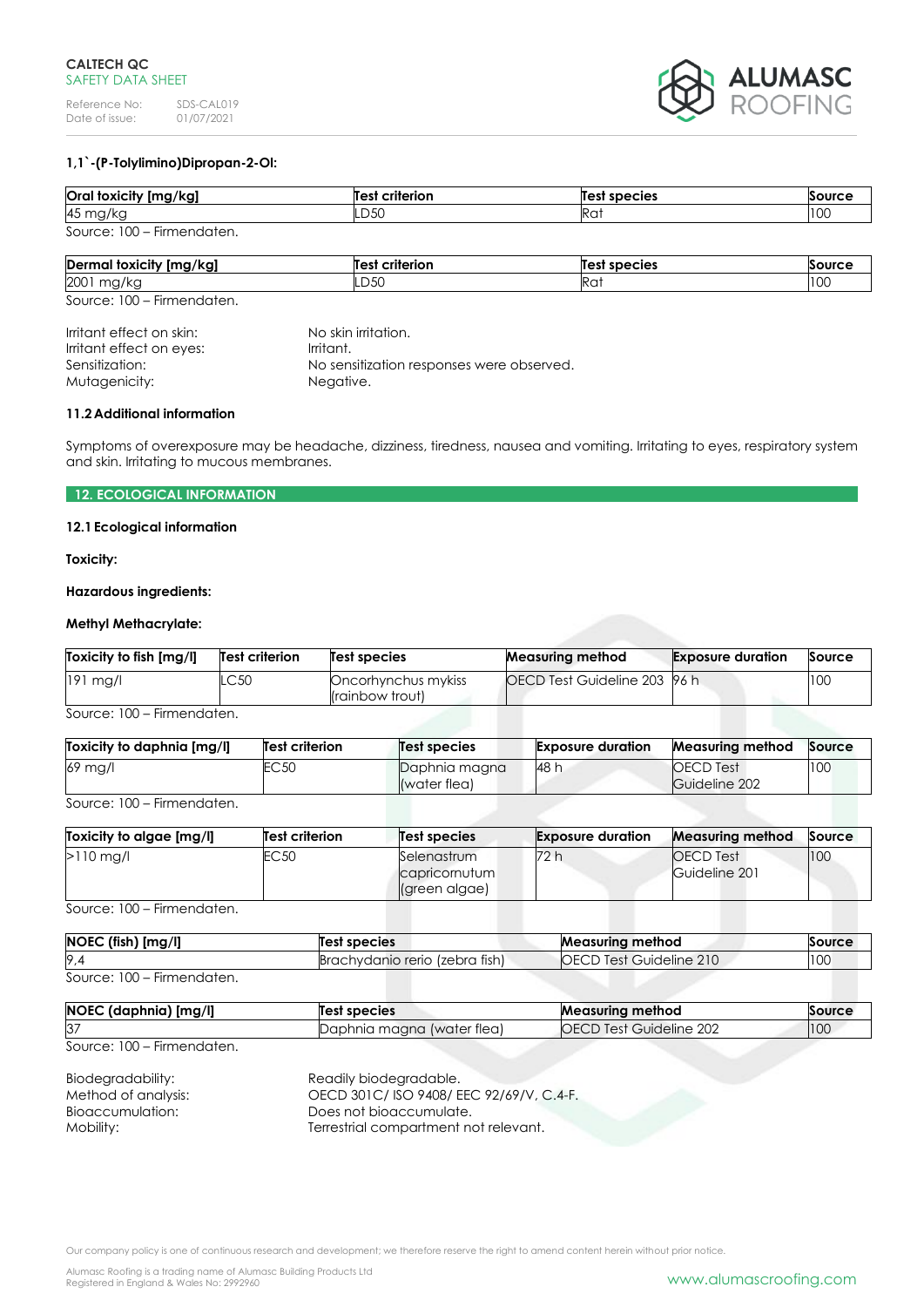**1,1`-(P-Tolylimino)Dipropan-2-Ol:**

| Oral toxicity [mg/kg] | Test criterion | Test species | Source |
|---|---|---|---|
| 45 mg/kg | LD50 | Rat | 100 |

Source: 100 – Firmendaten.

| Dermal toxicity [mg/kg] | Test criterion | Test species | Source |
|---|---|---|---|
| 2001 mg/kg | LD50 | Rat | 100 |

Source: 100 – Firmendaten.

Irritant effect on skin: No skin irritation.
Irritant effect on eyes: Irritant.
Sensitization: No sensitization responses were observed.
Mutagenicity: Negative.

**11.2 Additional information**

Symptoms of overexposure may be headache, dizziness, tiredness, nausea and vomiting. Irritating to eyes, respiratory system and skin. Irritating to mucous membranes.

## 12. ECOLOGICAL INFORMATION

**12.1 Ecological information**

**Toxicity:**

**Hazardous ingredients:**

**Methyl Methacrylate:**

| Toxicity to fish [mg/l] | Test criterion | Test species | Measuring method | Exposure duration | Source |
|---|---|---|---|---|---|
| 191 mg/l | LC50 | Oncorhynchus mykiss (rainbow trout) | OECD Test Guideline 203 | 96 h | 100 |

Source: 100 – Firmendaten.

| Toxicity to daphnia [mg/l] | Test criterion | Test species | Exposure duration | Measuring method | Source |
|---|---|---|---|---|---|
| 69 mg/l | EC50 | Daphnia magna (water flea) | 48 h | OECD Test Guideline 202 | 100 |

Source: 100 – Firmendaten.

| Toxicity to algae [mg/l] | Test criterion | Test species | Exposure duration | Measuring method | Source |
|---|---|---|---|---|---|
| >110 mg/l | EC50 | Selenastrum capricornutum (green algae) | 72 h | OECD Test Guideline 201 | 100 |

Source: 100 – Firmendaten.

| NOEC (fish) [mg/l] | Test species | Measuring method | Source |
|---|---|---|---|
| 9,4 | Brachydanio rerio (zebra fish) | OECD Test Guideline 210 | 100 |

Source: 100 – Firmendaten.

| NOEC (daphnia) [mg/l] | Test species | Measuring method | Source |
|---|---|---|---|
| 37 | Daphnia magna (water flea) | OECD Test Guideline 202 | 100 |

Source: 100 – Firmendaten.

Biodegradability: Readily biodegradable.
Method of analysis: OECD 301C/ ISO 9408/ EEC 92/69/V, C.4-F.
Bioaccumulation: Does not bioaccumulate.
Mobility: Terrestrial compartment not relevant.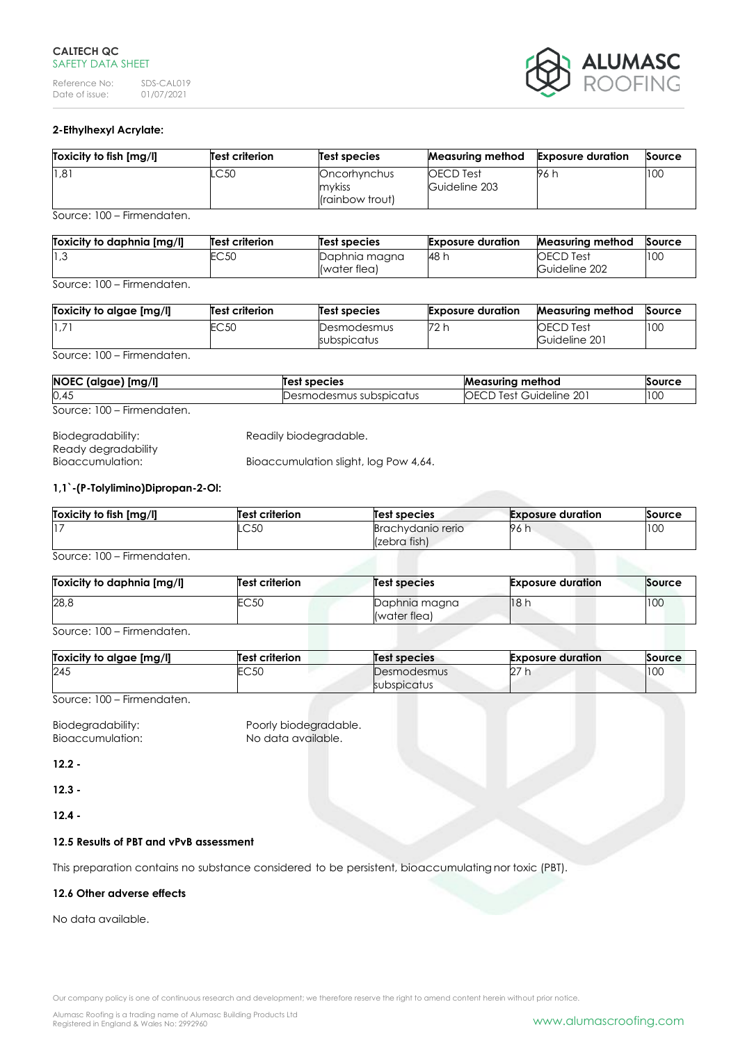**2-Ethylhexyl Acrylate:**

| Toxicity to fish [mg/l] | Test criterion | Test species | Measuring method | Exposure duration | Source |
|---|---|---|---|---|---|
| 1,81 | LC50 | Oncorhynchus mykiss (rainbow trout) | OECD Test Guideline 203 | 96 h | 100 |

Source: 100 – Firmendaten.

| Toxicity to daphnia [mg/l] | Test criterion | Test species | Exposure duration | Measuring method | Source |
|---|---|---|---|---|---|
| 1,3 | EC50 | Daphnia magna (water flea) | 48 h | OECD Test Guideline 202 | 100 |

Source: 100 – Firmendaten.

| Toxicity to algae [mg/l] | Test criterion | Test species | Exposure duration | Measuring method | Source |
|---|---|---|---|---|---|
| 1,71 | EC50 | Desmodesmus subspicatus | 72 h | OECD Test Guideline 201 | 100 |

Source: 100 – Firmendaten.

| NOEC (algae) [mg/l] | Test species | Measuring method | Source |
|---|---|---|---|
| 0,45 | Desmodesmus subspicatus | OECD Test Guideline 201 | 100 |

Source: 100 – Firmendaten.

Biodegradability: Readily biodegradable.
Ready degradability
Bioaccumulation: Bioaccumulation slight, log Pow 4,64.

**1,1`-(P-Tolylimino)Dipropan-2-Ol:**

| Toxicity to fish [mg/l] | Test criterion | Test species | Exposure duration | Source |
|---|---|---|---|---|
| 17 | LC50 | Brachydanio rerio (zebra fish) | 96 h | 100 |

Source: 100 – Firmendaten.

| Toxicity to daphnia [mg/l] | Test criterion | Test species | Exposure duration | Source |
|---|---|---|---|---|
| 28,8 | EC50 | Daphnia magna (water flea) | 18 h | 100 |

Source: 100 – Firmendaten.

| Toxicity to algae [mg/l] | Test criterion | Test species | Exposure duration | Source |
|---|---|---|---|---|
| 245 | EC50 | Desmodesmus subspicatus | 27 h | 100 |

Source: 100 – Firmendaten.

Biodegradability: Poorly biodegradable.
Bioaccumulation: No data available.

**12.2 -**

**12.3 -**

**12.4 -**

**12.5 Results of PBT and vPvB assessment**

This preparation contains no substance considered to be persistent, bioaccumulating nor toxic (PBT).

**12.6 Other adverse effects**

No data available.

Our company policy is one of continuous research and development; we therefore reserve the right to amend content herein without prior notice.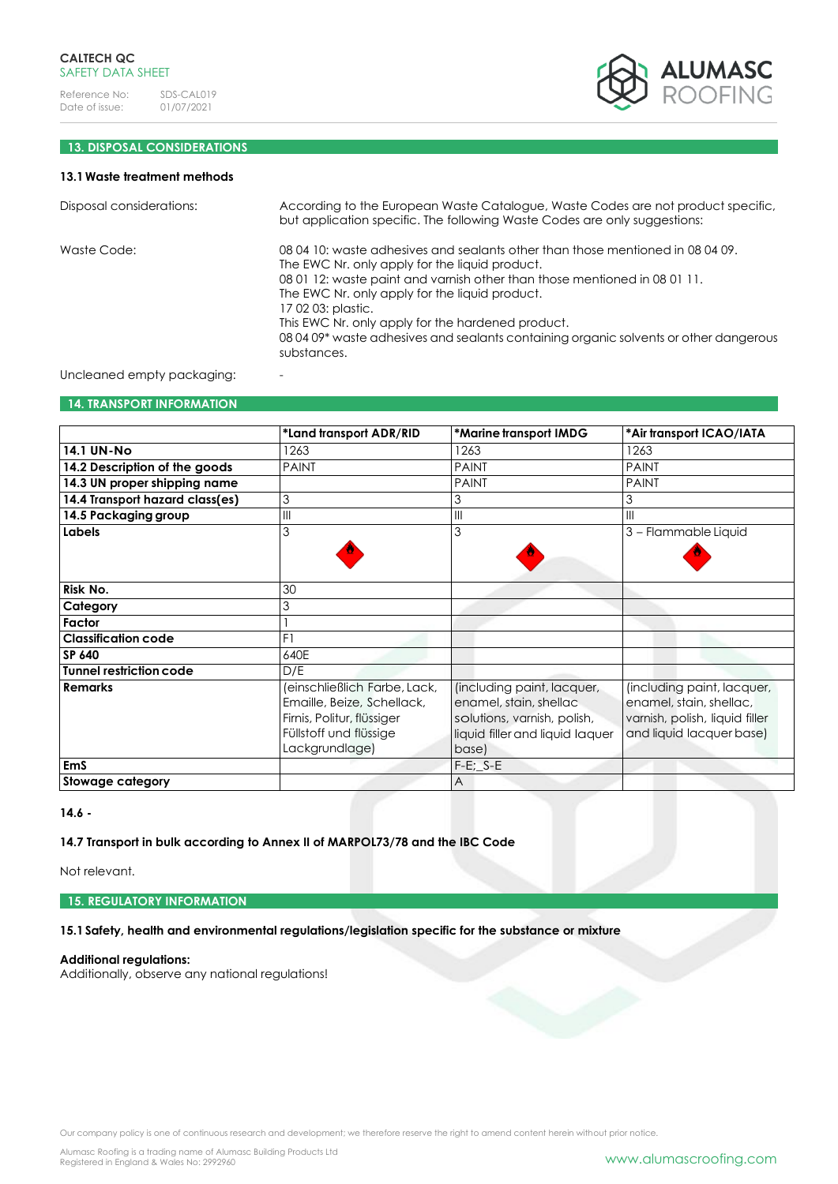## 13. DISPOSAL CONSIDERATIONS

### 13.1 Waste treatment methods

Disposal considerations: According to the European Waste Catalogue, Waste Codes are not product specific, but application specific. The following Waste Codes are only suggestions:

Waste Code:
08 04 10: waste adhesives and sealants other than those mentioned in 08 04 09.
The EWC Nr. only apply for the liquid product.
08 01 12: waste paint and varnish other than those mentioned in 08 01 11.
The EWC Nr. only apply for the liquid product.
17 02 03: plastic.
This EWC Nr. only apply for the hardened product.
08 04 09* waste adhesives and sealants containing organic solvents or other dangerous substances.

Uncleaned empty packaging: -

## 14. TRANSPORT INFORMATION

| | *Land transport ADR/RID | *Marine transport IMDG | *Air transport ICAO/IATA |
|---|---|---|---|
| **14.1 UN-No** | 1263 | 1263 | 1263 |
| **14.2 Description of the goods** | PAINT | PAINT | PAINT |
| **14.3 UN proper shipping name** | | PAINT | PAINT |
| **14.4 Transport hazard class(es)** | 3 | 3 | 3 |
| **14.5 Packaging group** | III | III | III |
| **Labels** | 3 | 3 | 3 – Flammable Liquid |
| **Risk No.** | 30 | | |
| **Category** | 3 | | |
| **Factor** | 1 | | |
| **Classification code** | F1 | | |
| **SP 640** | 640E | | |
| **Tunnel restriction code** | D/E | | |
| **Remarks** | (einschließlich Farbe, Lack, Emaille, Beize, Schellack, Firnis, Politur, flüssiger Füllstoff und flüssige Lackgrundlage) | (including paint, lacquer, enamel, stain, shellac solutions, varnish, polish, liquid filler and liquid laquer base) | (including paint, lacquer, enamel, stain, shellac, varnish, polish, liquid filler and liquid lacquer base) |
| **EmS** | | F-E;_S-E | |
| **Stowage category** | | A | |

**14.6 -**

**14.7 Transport in bulk according to Annex II of MARPOL73/78 and the IBC Code**

Not relevant.

## 15. REGULATORY INFORMATION

**15.1 Safety, health and environmental regulations/legislation specific for the substance or mixture**

**Additional regulations:**
Additionally, observe any national regulations!

Our company policy is one of continuous research and development; we therefore reserve the right to amend content herein without prior notice.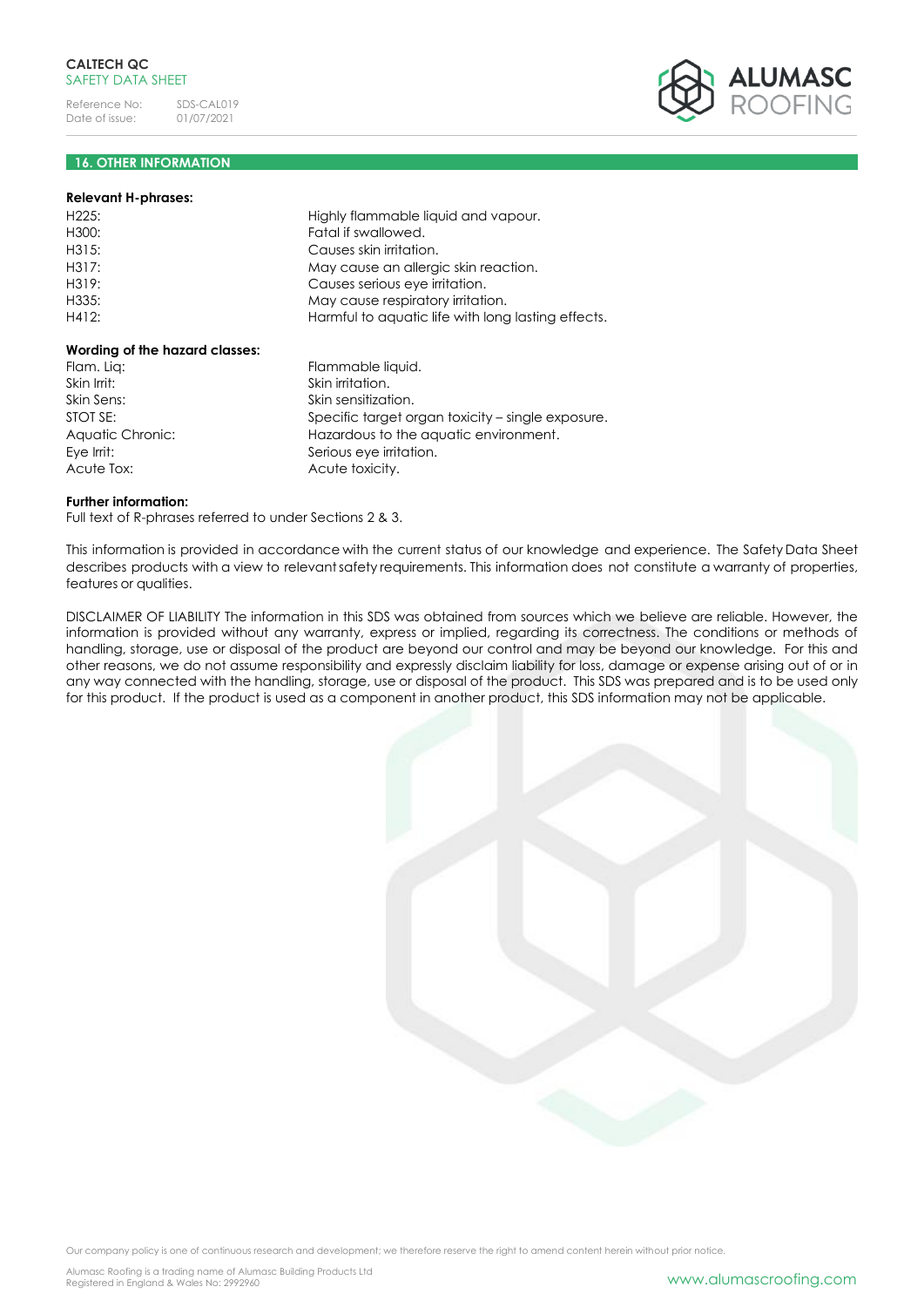## 16. OTHER INFORMATION

**Relevant H-phrases:**

| | |
|---|---|
| H225: | Highly flammable liquid and vapour. |
| H300: | Fatal if swallowed. |
| H315: | Causes skin irritation. |
| H317: | May cause an allergic skin reaction. |
| H319: | Causes serious eye irritation. |
| H335: | May cause respiratory irritation. |
| H412: | Harmful to aquatic life with long lasting effects. |

**Wording of the hazard classes:**

| | |
|---|---|
| Flam. Liq: | Flammable liquid. |
| Skin Irrit: | Skin irritation. |
| Skin Sens: | Skin sensitization. |
| STOT SE: | Specific target organ toxicity – single exposure. |
| Aquatic Chronic: | Hazardous to the aquatic environment. |
| Eye Irrit: | Serious eye irritation. |
| Acute Tox: | Acute toxicity. |

**Further information:**

Full text of R-phrases referred to under Sections 2 & 3.

This information is provided in accordance with the current status of our knowledge and experience. The Safety Data Sheet describes products with a view to relevant safety requirements. This information does not constitute a warranty of properties, features or qualities.

DISCLAIMER OF LIABILITY The information in this SDS was obtained from sources which we believe are reliable. However, the information is provided without any warranty, express or implied, regarding its correctness. The conditions or methods of handling, storage, use or disposal of the product are beyond our control and may be beyond our knowledge. For this and other reasons, we do not assume responsibility and expressly disclaim liability for loss, damage or expense arising out of or in any way connected with the handling, storage, use or disposal of the product. This SDS was prepared and is to be used only for this product. If the product is used as a component in another product, this SDS information may not be applicable.